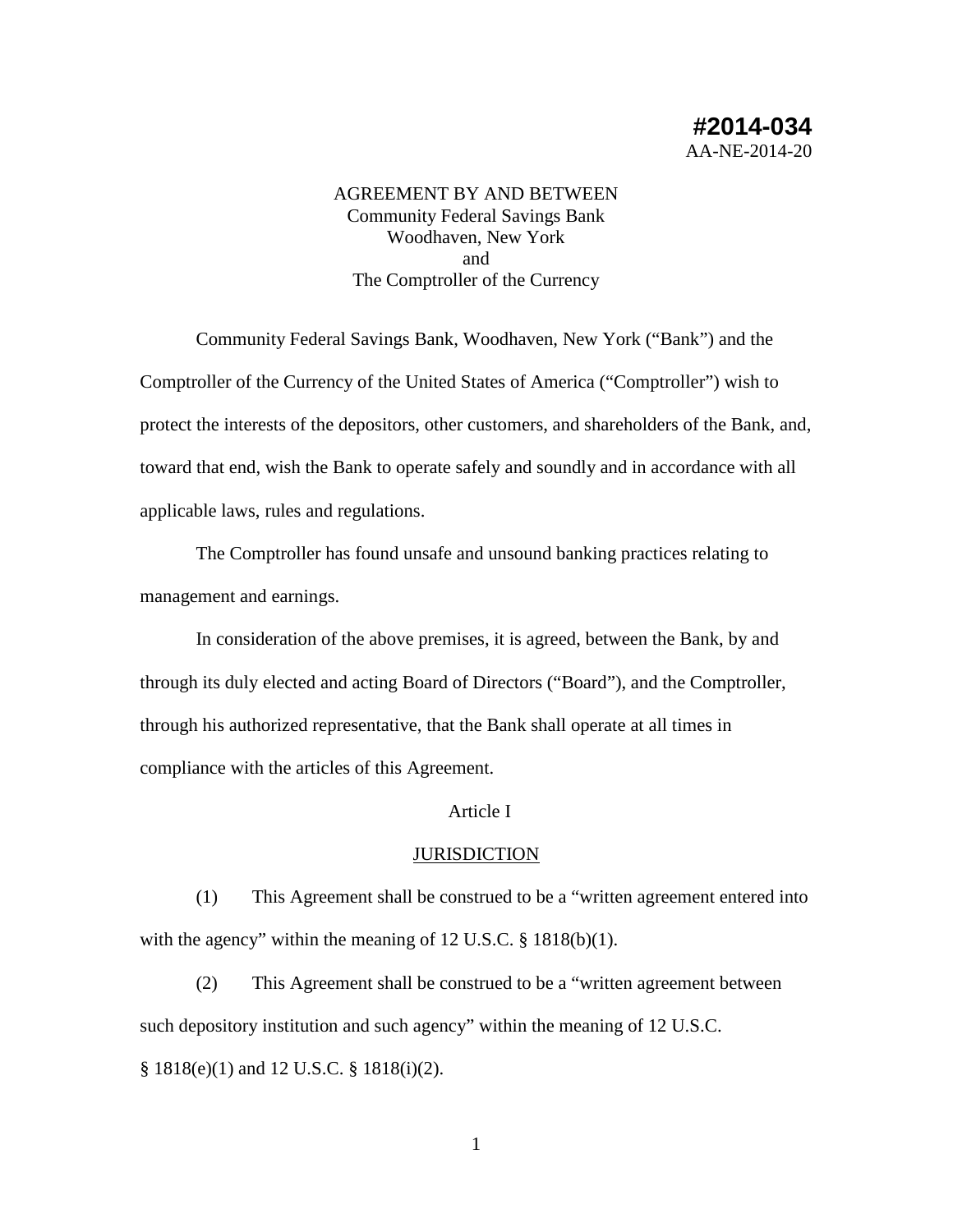**#2014-034**
AA-NE-2014-20

AGREEMENT BY AND BETWEEN
Community Federal Savings Bank
Woodhaven, New York
and
The Comptroller of the Currency

Community Federal Savings Bank, Woodhaven, New York ("Bank") and the Comptroller of the Currency of the United States of America ("Comptroller") wish to protect the interests of the depositors, other customers, and shareholders of the Bank, and, toward that end, wish the Bank to operate safely and soundly and in accordance with all applicable laws, rules and regulations.

The Comptroller has found unsafe and unsound banking practices relating to management and earnings.

In consideration of the above premises, it is agreed, between the Bank, by and through its duly elected and acting Board of Directors ("Board"), and the Comptroller, through his authorized representative, that the Bank shall operate at all times in compliance with the articles of this Agreement.

Article I

JURISDICTION

(1) This Agreement shall be construed to be a "written agreement entered into with the agency" within the meaning of 12 U.S.C. § 1818(b)(1).

(2) This Agreement shall be construed to be a "written agreement between such depository institution and such agency" within the meaning of 12 U.S.C. § 1818(e)(1) and 12 U.S.C. § 1818(i)(2).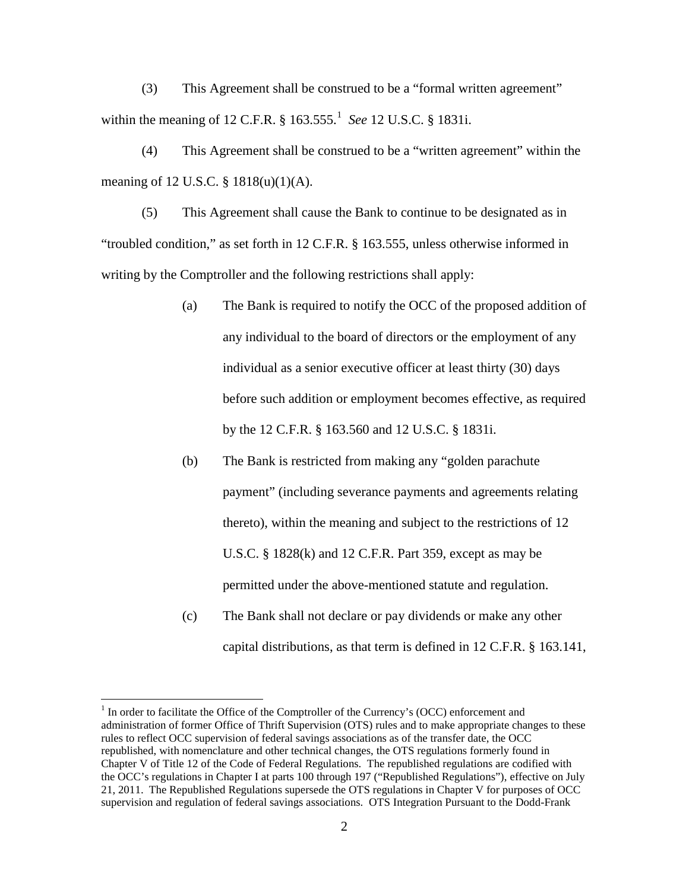(3) This Agreement shall be construed to be a "formal written agreement" within the meaning of 12 C.F.R. § 163.555.[1] *See* 12 U.S.C. § 1831i.

(4) This Agreement shall be construed to be a "written agreement" within the meaning of 12 U.S.C. § 1818(u)(1)(A).

(5) This Agreement shall cause the Bank to continue to be designated as in "troubled condition," as set forth in 12 C.F.R. § 163.555, unless otherwise informed in writing by the Comptroller and the following restrictions shall apply:

(a) The Bank is required to notify the OCC of the proposed addition of any individual to the board of directors or the employment of any individual as a senior executive officer at least thirty (30) days before such addition or employment becomes effective, as required by the 12 C.F.R. § 163.560 and 12 U.S.C. § 1831i.

(b) The Bank is restricted from making any "golden parachute payment" (including severance payments and agreements relating thereto), within the meaning and subject to the restrictions of 12 U.S.C. § 1828(k) and 12 C.F.R. Part 359, except as may be permitted under the above-mentioned statute and regulation.

(c) The Bank shall not declare or pay dividends or make any other capital distributions, as that term is defined in 12 C.F.R. § 163.141,

---

[1] In order to facilitate the Office of the Comptroller of the Currency's (OCC) enforcement and administration of former Office of Thrift Supervision (OTS) rules and to make appropriate changes to these rules to reflect OCC supervision of federal savings associations as of the transfer date, the OCC republished, with nomenclature and other technical changes, the OTS regulations formerly found in Chapter V of Title 12 of the Code of Federal Regulations. The republished regulations are codified with the OCC's regulations in Chapter I at parts 100 through 197 ("Republished Regulations"), effective on July 21, 2011. The Republished Regulations supersede the OTS regulations in Chapter V for purposes of OCC supervision and regulation of federal savings associations. OTS Integration Pursuant to the Dodd-Frank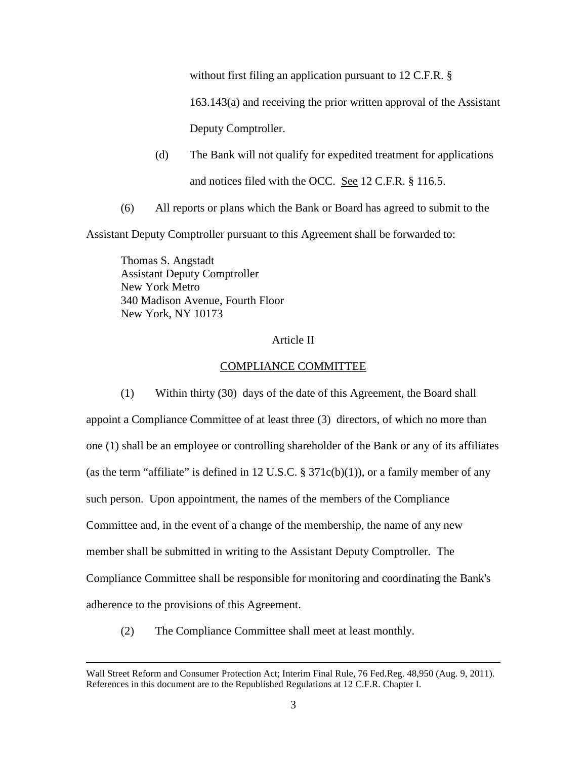without first filing an application pursuant to 12 C.F.R. § 163.143(a) and receiving the prior written approval of the Assistant Deputy Comptroller.

(d) The Bank will not qualify for expedited treatment for applications and notices filed with the OCC. See 12 C.F.R. § 116.5.

(6) All reports or plans which the Bank or Board has agreed to submit to the Assistant Deputy Comptroller pursuant to this Agreement shall be forwarded to:

Thomas S. Angstadt
Assistant Deputy Comptroller
New York Metro
340 Madison Avenue, Fourth Floor
New York, NY 10173

## Article II

## COMPLIANCE COMMITTEE

(1) Within thirty (30) days of the date of this Agreement, the Board shall appoint a Compliance Committee of at least three (3) directors, of which no more than one (1) shall be an employee or controlling shareholder of the Bank or any of its affiliates (as the term "affiliate" is defined in 12 U.S.C. § 371c(b)(1)), or a family member of any such person. Upon appointment, the names of the members of the Compliance Committee and, in the event of a change of the membership, the name of any new member shall be submitted in writing to the Assistant Deputy Comptroller. The Compliance Committee shall be responsible for monitoring and coordinating the Bank's adherence to the provisions of this Agreement.

(2) The Compliance Committee shall meet at least monthly.

---

Wall Street Reform and Consumer Protection Act; Interim Final Rule, 76 Fed.Reg. 48,950 (Aug. 9, 2011). References in this document are to the Republished Regulations at 12 C.F.R. Chapter I.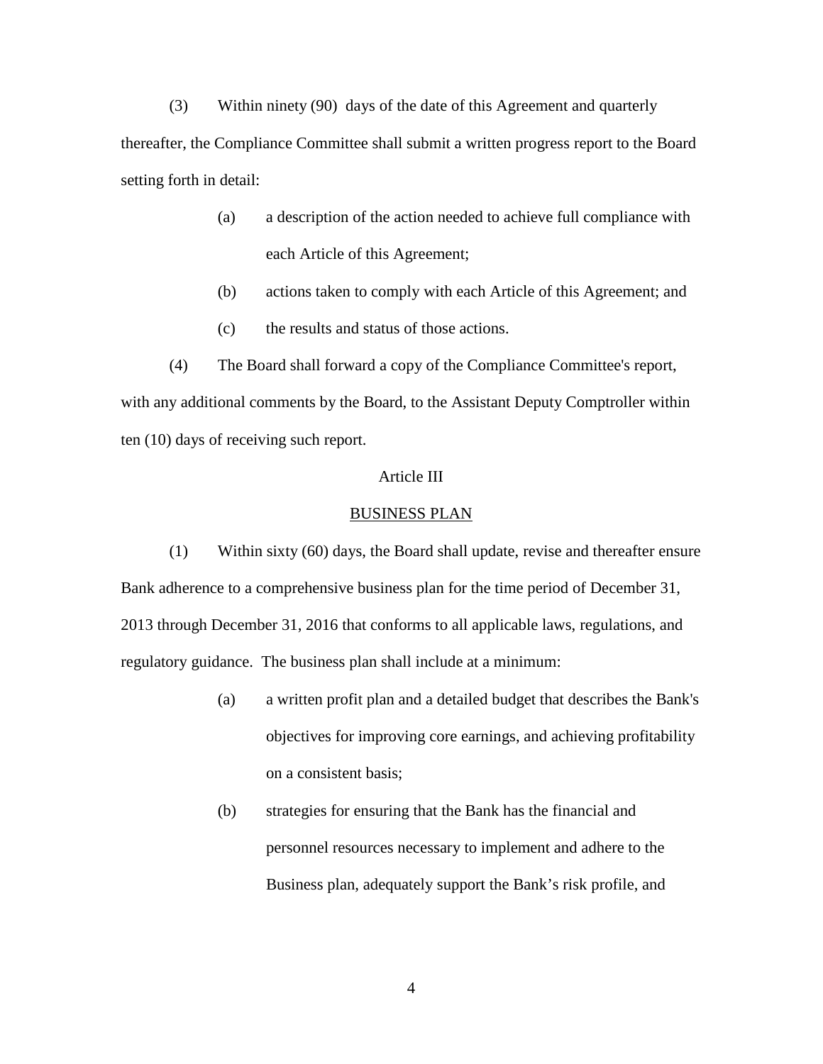(3) Within ninety (90) days of the date of this Agreement and quarterly thereafter, the Compliance Committee shall submit a written progress report to the Board setting forth in detail:

(a) a description of the action needed to achieve full compliance with each Article of this Agreement;

(b) actions taken to comply with each Article of this Agreement; and

(c) the results and status of those actions.

(4) The Board shall forward a copy of the Compliance Committee's report, with any additional comments by the Board, to the Assistant Deputy Comptroller within ten (10) days of receiving such report.

## Article III

## BUSINESS PLAN

(1) Within sixty (60) days, the Board shall update, revise and thereafter ensure Bank adherence to a comprehensive business plan for the time period of December 31, 2013 through December 31, 2016 that conforms to all applicable laws, regulations, and regulatory guidance. The business plan shall include at a minimum:

(a) a written profit plan and a detailed budget that describes the Bank's objectives for improving core earnings, and achieving profitability on a consistent basis;

(b) strategies for ensuring that the Bank has the financial and personnel resources necessary to implement and adhere to the Business plan, adequately support the Bank's risk profile, and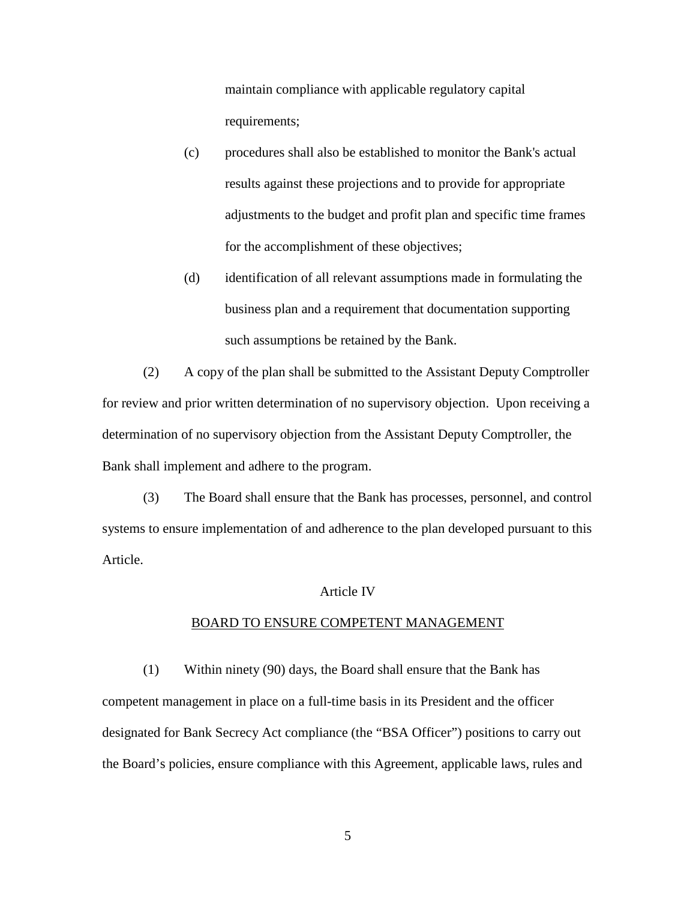maintain compliance with applicable regulatory capital requirements;

(c) procedures shall also be established to monitor the Bank's actual results against these projections and to provide for appropriate adjustments to the budget and profit plan and specific time frames for the accomplishment of these objectives;

(d) identification of all relevant assumptions made in formulating the business plan and a requirement that documentation supporting such assumptions be retained by the Bank.

(2) A copy of the plan shall be submitted to the Assistant Deputy Comptroller for review and prior written determination of no supervisory objection. Upon receiving a determination of no supervisory objection from the Assistant Deputy Comptroller, the Bank shall implement and adhere to the program.

(3) The Board shall ensure that the Bank has processes, personnel, and control systems to ensure implementation of and adherence to the plan developed pursuant to this Article.

Article IV

BOARD TO ENSURE COMPETENT MANAGEMENT

(1) Within ninety (90) days, the Board shall ensure that the Bank has competent management in place on a full-time basis in its President and the officer designated for Bank Secrecy Act compliance (the "BSA Officer") positions to carry out the Board's policies, ensure compliance with this Agreement, applicable laws, rules and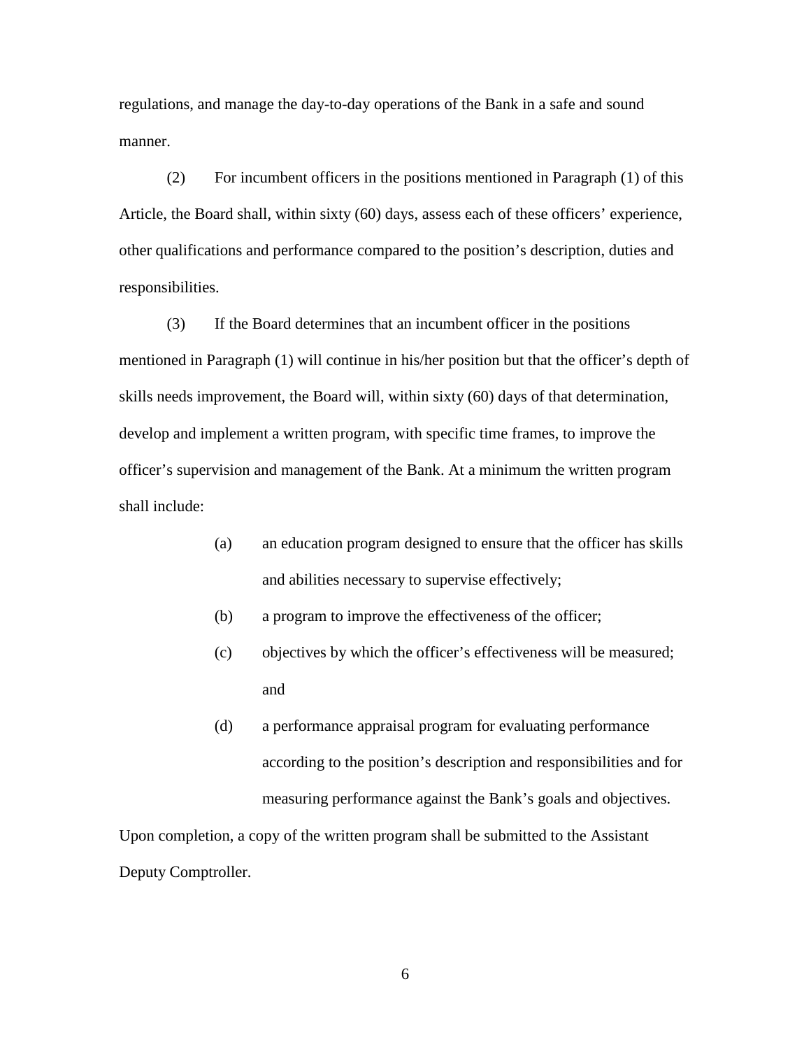regulations, and manage the day-to-day operations of the Bank in a safe and sound manner.

(2) For incumbent officers in the positions mentioned in Paragraph (1) of this Article, the Board shall, within sixty (60) days, assess each of these officers' experience, other qualifications and performance compared to the position's description, duties and responsibilities.

(3) If the Board determines that an incumbent officer in the positions mentioned in Paragraph (1) will continue in his/her position but that the officer's depth of skills needs improvement, the Board will, within sixty (60) days of that determination, develop and implement a written program, with specific time frames, to improve the officer's supervision and management of the Bank. At a minimum the written program shall include:

> (a) an education program designed to ensure that the officer has skills and abilities necessary to supervise effectively;
>
> (b) a program to improve the effectiveness of the officer;
>
> (c) objectives by which the officer's effectiveness will be measured; and
>
> (d) a performance appraisal program for evaluating performance according to the position's description and responsibilities and for measuring performance against the Bank's goals and objectives.

Upon completion, a copy of the written program shall be submitted to the Assistant Deputy Comptroller.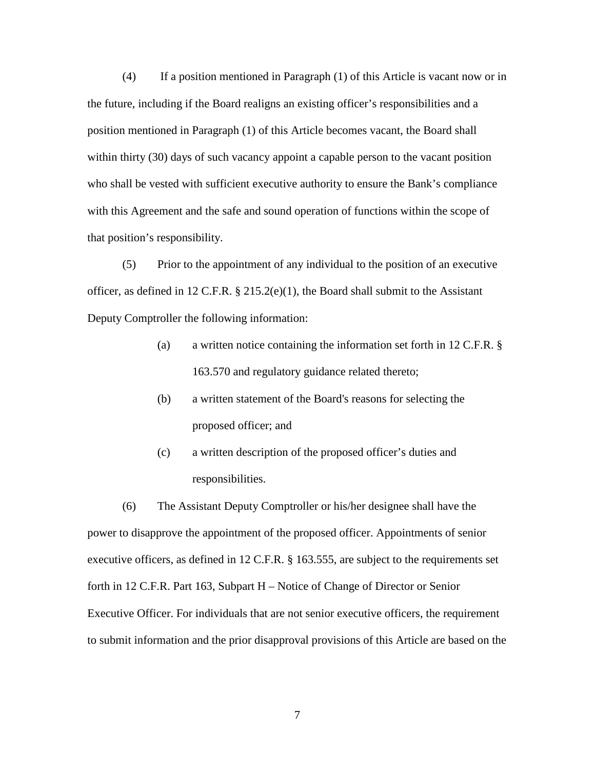(4) If a position mentioned in Paragraph (1) of this Article is vacant now or in the future, including if the Board realigns an existing officer's responsibilities and a position mentioned in Paragraph (1) of this Article becomes vacant, the Board shall within thirty (30) days of such vacancy appoint a capable person to the vacant position who shall be vested with sufficient executive authority to ensure the Bank's compliance with this Agreement and the safe and sound operation of functions within the scope of that position's responsibility.

(5) Prior to the appointment of any individual to the position of an executive officer, as defined in 12 C.F.R. § 215.2(e)(1), the Board shall submit to the Assistant Deputy Comptroller the following information:

- (a) a written notice containing the information set forth in 12 C.F.R. § 163.570 and regulatory guidance related thereto;
- (b) a written statement of the Board's reasons for selecting the proposed officer; and
- (c) a written description of the proposed officer's duties and responsibilities.

(6) The Assistant Deputy Comptroller or his/her designee shall have the power to disapprove the appointment of the proposed officer. Appointments of senior executive officers, as defined in 12 C.F.R. § 163.555, are subject to the requirements set forth in 12 C.F.R. Part 163, Subpart H – Notice of Change of Director or Senior Executive Officer. For individuals that are not senior executive officers, the requirement to submit information and the prior disapproval provisions of this Article are based on the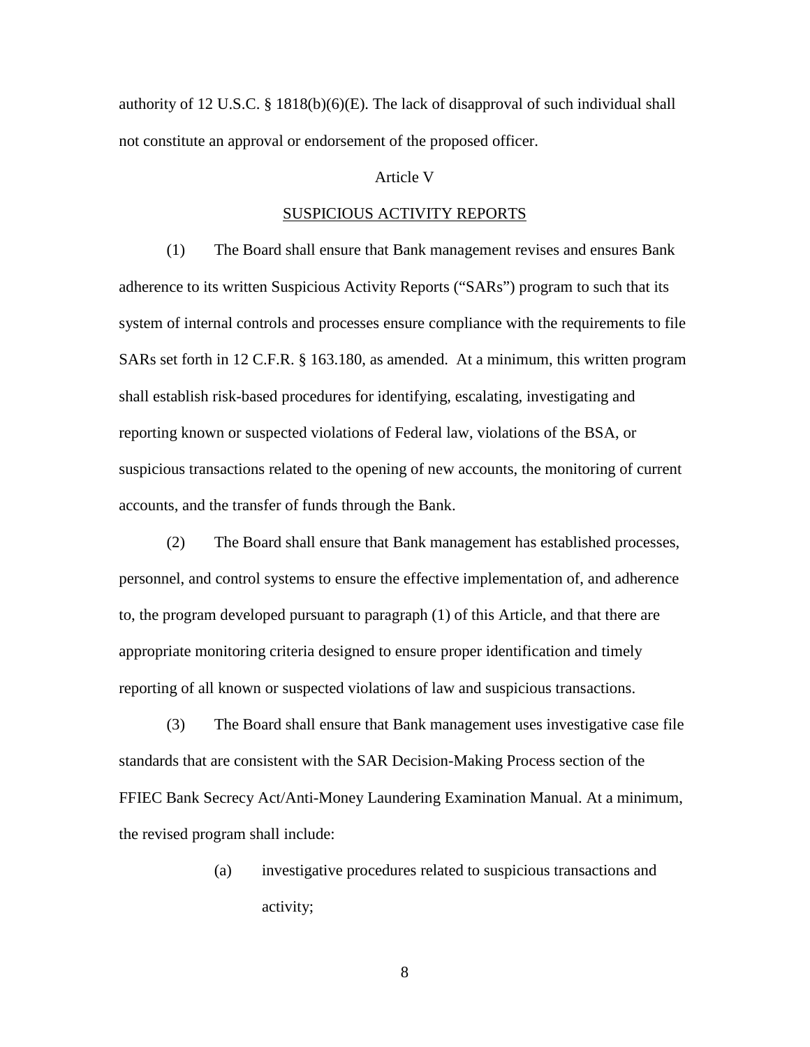authority of 12 U.S.C. § 1818(b)(6)(E). The lack of disapproval of such individual shall not constitute an approval or endorsement of the proposed officer.

Article V

SUSPICIOUS ACTIVITY REPORTS

(1) The Board shall ensure that Bank management revises and ensures Bank adherence to its written Suspicious Activity Reports ("SARs") program to such that its system of internal controls and processes ensure compliance with the requirements to file SARs set forth in 12 C.F.R. § 163.180, as amended. At a minimum, this written program shall establish risk-based procedures for identifying, escalating, investigating and reporting known or suspected violations of Federal law, violations of the BSA, or suspicious transactions related to the opening of new accounts, the monitoring of current accounts, and the transfer of funds through the Bank.

(2) The Board shall ensure that Bank management has established processes, personnel, and control systems to ensure the effective implementation of, and adherence to, the program developed pursuant to paragraph (1) of this Article, and that there are appropriate monitoring criteria designed to ensure proper identification and timely reporting of all known or suspected violations of law and suspicious transactions.

(3) The Board shall ensure that Bank management uses investigative case file standards that are consistent with the SAR Decision-Making Process section of the FFIEC Bank Secrecy Act/Anti-Money Laundering Examination Manual. At a minimum, the revised program shall include:

(a) investigative procedures related to suspicious transactions and activity;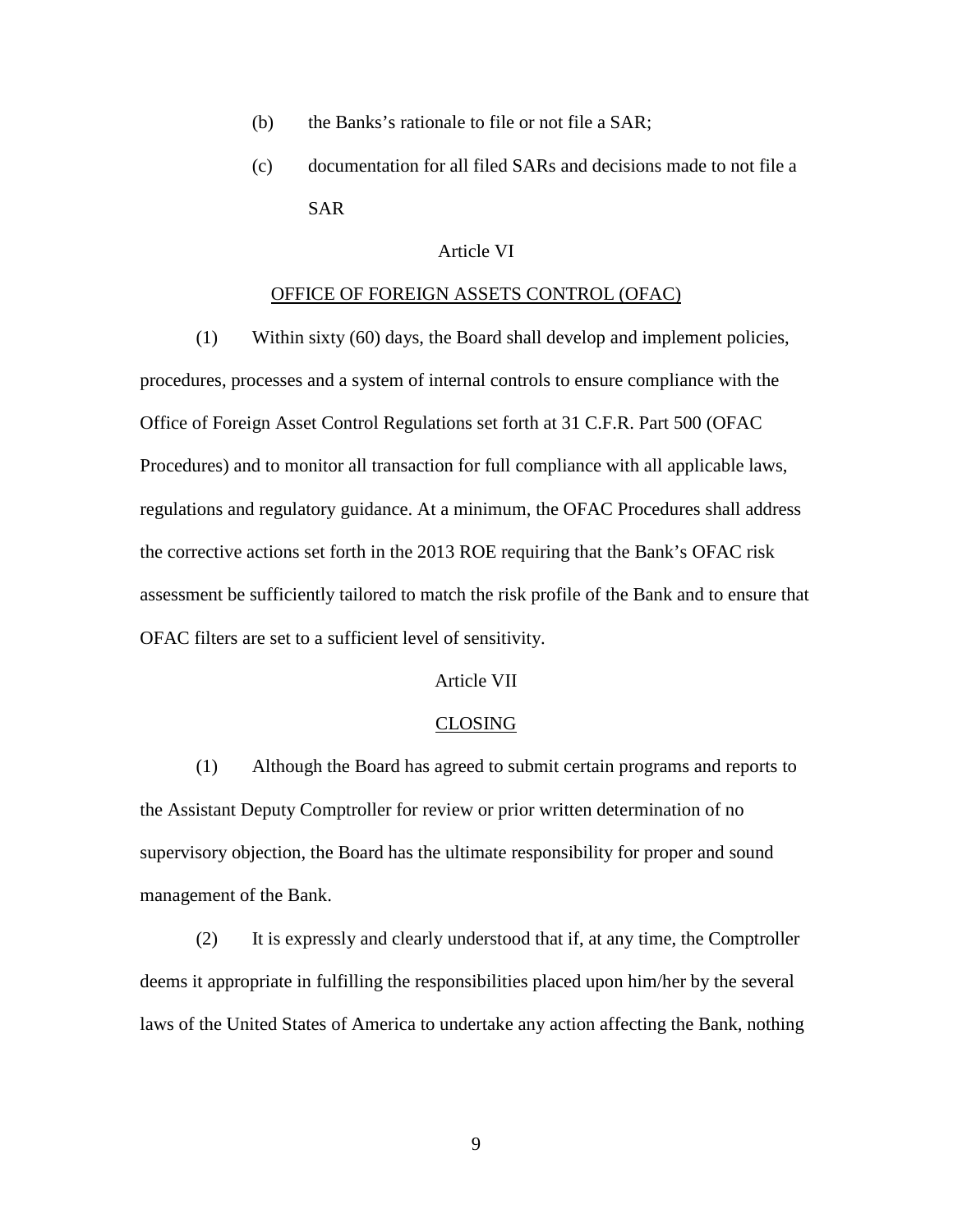(b) the Banks's rationale to file or not file a SAR;

(c) documentation for all filed SARs and decisions made to not file a SAR

Article VI

OFFICE OF FOREIGN ASSETS CONTROL (OFAC)

(1) Within sixty (60) days, the Board shall develop and implement policies, procedures, processes and a system of internal controls to ensure compliance with the Office of Foreign Asset Control Regulations set forth at 31 C.F.R. Part 500 (OFAC Procedures) and to monitor all transaction for full compliance with all applicable laws, regulations and regulatory guidance. At a minimum, the OFAC Procedures shall address the corrective actions set forth in the 2013 ROE requiring that the Bank's OFAC risk assessment be sufficiently tailored to match the risk profile of the Bank and to ensure that OFAC filters are set to a sufficient level of sensitivity.

Article VII

CLOSING

(1) Although the Board has agreed to submit certain programs and reports to the Assistant Deputy Comptroller for review or prior written determination of no supervisory objection, the Board has the ultimate responsibility for proper and sound management of the Bank.

(2) It is expressly and clearly understood that if, at any time, the Comptroller deems it appropriate in fulfilling the responsibilities placed upon him/her by the several laws of the United States of America to undertake any action affecting the Bank, nothing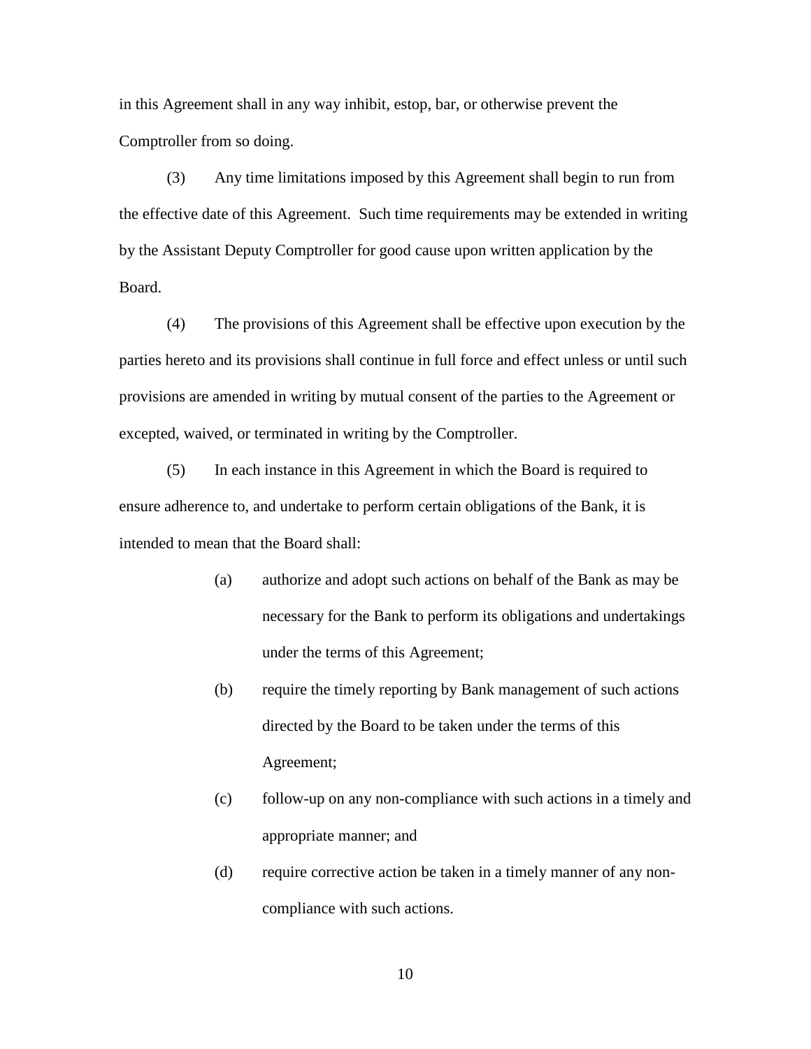in this Agreement shall in any way inhibit, estop, bar, or otherwise prevent the Comptroller from so doing.

(3) Any time limitations imposed by this Agreement shall begin to run from the effective date of this Agreement. Such time requirements may be extended in writing by the Assistant Deputy Comptroller for good cause upon written application by the Board.

(4) The provisions of this Agreement shall be effective upon execution by the parties hereto and its provisions shall continue in full force and effect unless or until such provisions are amended in writing by mutual consent of the parties to the Agreement or excepted, waived, or terminated in writing by the Comptroller.

(5) In each instance in this Agreement in which the Board is required to ensure adherence to, and undertake to perform certain obligations of the Bank, it is intended to mean that the Board shall:

(a) authorize and adopt such actions on behalf of the Bank as may be necessary for the Bank to perform its obligations and undertakings under the terms of this Agreement;

(b) require the timely reporting by Bank management of such actions directed by the Board to be taken under the terms of this Agreement;

(c) follow-up on any non-compliance with such actions in a timely and appropriate manner; and

(d) require corrective action be taken in a timely manner of any non-compliance with such actions.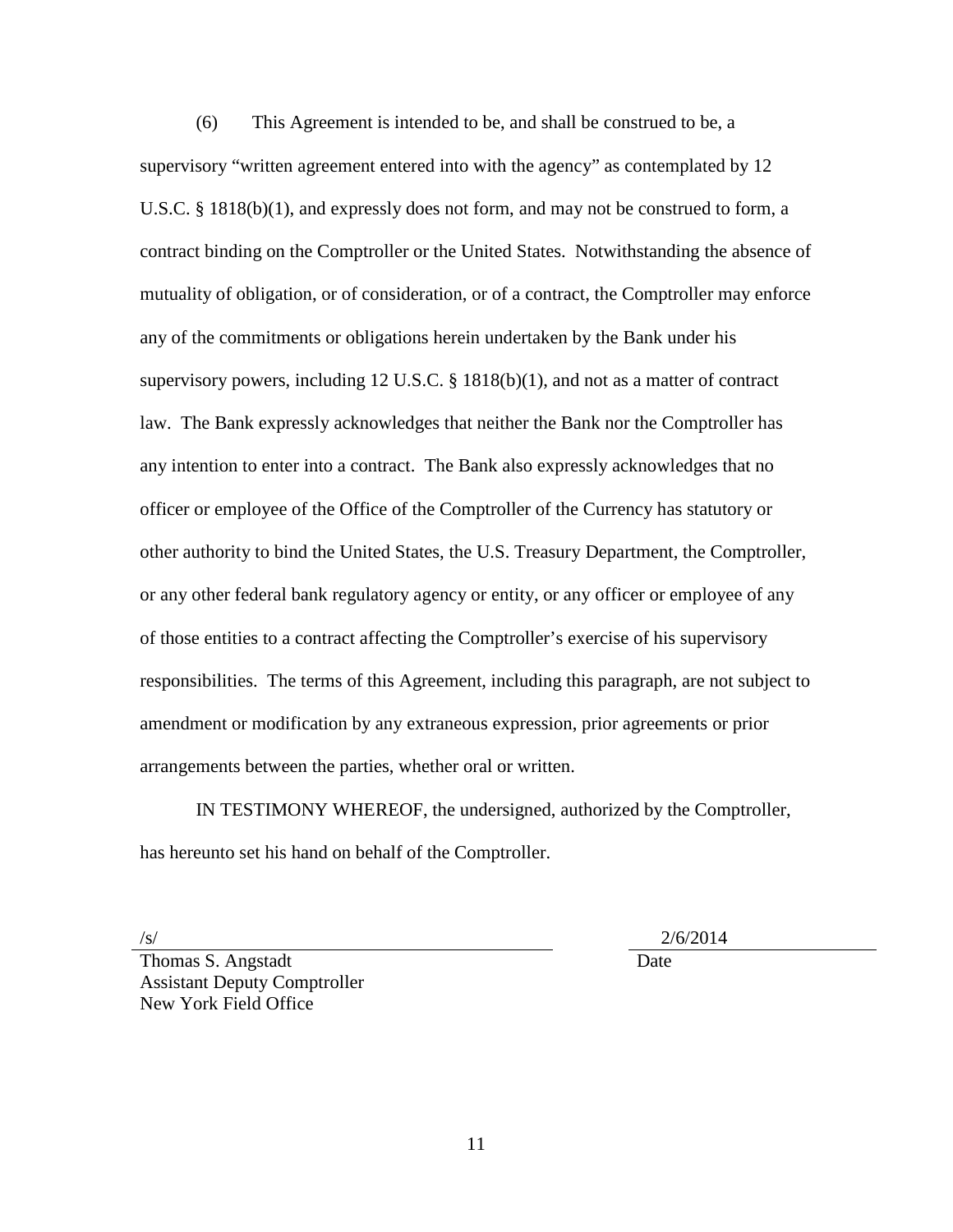(6) This Agreement is intended to be, and shall be construed to be, a supervisory "written agreement entered into with the agency" as contemplated by 12 U.S.C. § 1818(b)(1), and expressly does not form, and may not be construed to form, a contract binding on the Comptroller or the United States. Notwithstanding the absence of mutuality of obligation, or of consideration, or of a contract, the Comptroller may enforce any of the commitments or obligations herein undertaken by the Bank under his supervisory powers, including 12 U.S.C. § 1818(b)(1), and not as a matter of contract law. The Bank expressly acknowledges that neither the Bank nor the Comptroller has any intention to enter into a contract. The Bank also expressly acknowledges that no officer or employee of the Office of the Comptroller of the Currency has statutory or other authority to bind the United States, the U.S. Treasury Department, the Comptroller, or any other federal bank regulatory agency or entity, or any officer or employee of any of those entities to a contract affecting the Comptroller's exercise of his supervisory responsibilities. The terms of this Agreement, including this paragraph, are not subject to amendment or modification by any extraneous expression, prior agreements or prior arrangements between the parties, whether oral or written.

IN TESTIMONY WHEREOF, the undersigned, authorized by the Comptroller, has hereunto set his hand on behalf of the Comptroller.

/s/

Thomas S. Angstadt
Assistant Deputy Comptroller
New York Field Office

2/6/2014

Date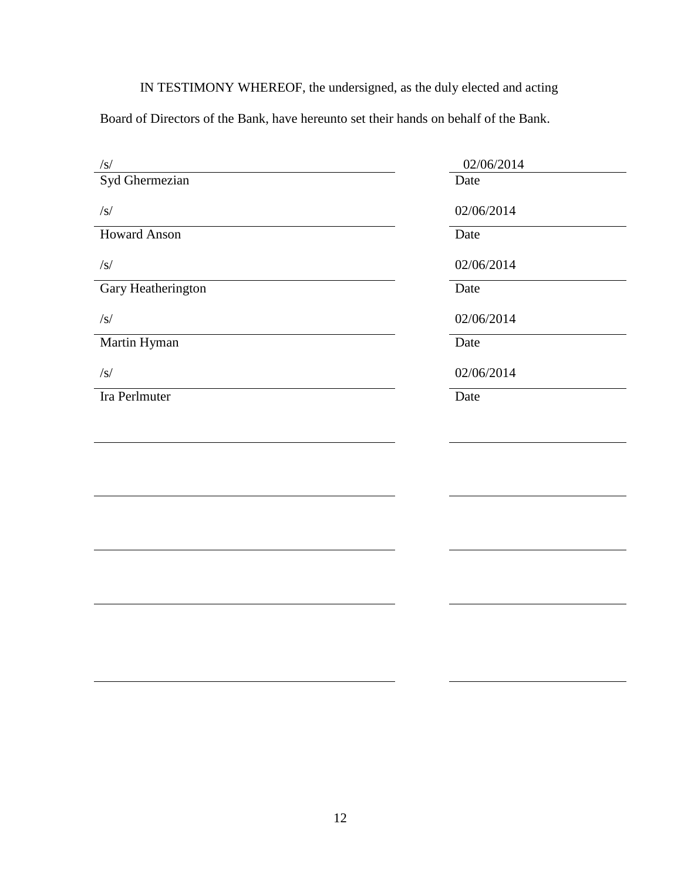IN TESTIMONY WHEREOF, the undersigned, as the duly elected and acting Board of Directors of the Bank, have hereunto set their hands on behalf of the Bank.

| | |
|---|---|
| /s/ | 02/06/2014 |
| Syd Ghermezian | Date |
| /s/ | 02/06/2014 |
| Howard Anson | Date |
| /s/ | 02/06/2014 |
| Gary Heatherington | Date |
| /s/ | 02/06/2014 |
| Martin Hyman | Date |
| /s/ | 02/06/2014 |
| Ira Perlmuter | Date |